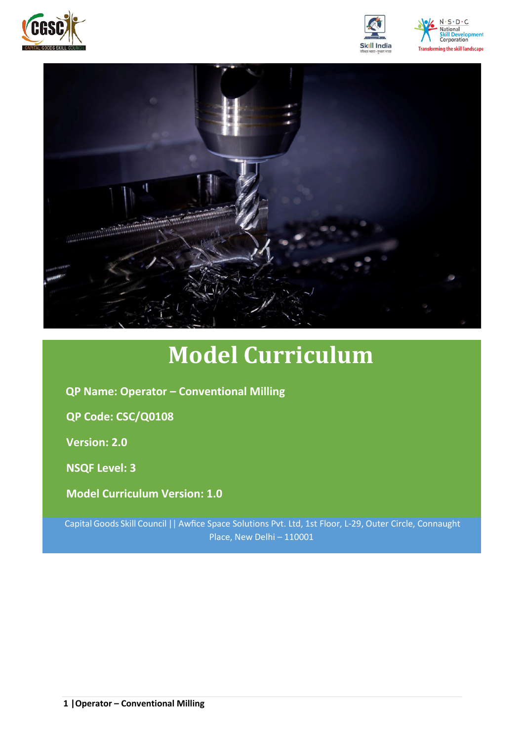# Model Curriculum

**QP Name: Operator – Conventional Milling**

**QP Code: CSC/Q0108**

**Version: 2.0**

**NSQF Level: 3**

**Model Curriculum Version: 1.0**

Capital Goods Skill Council || Awfice Space Solutions Pvt. Ltd, 1st Floor, L-29, Outer Circle, Connaught Place, New Delhi – 110001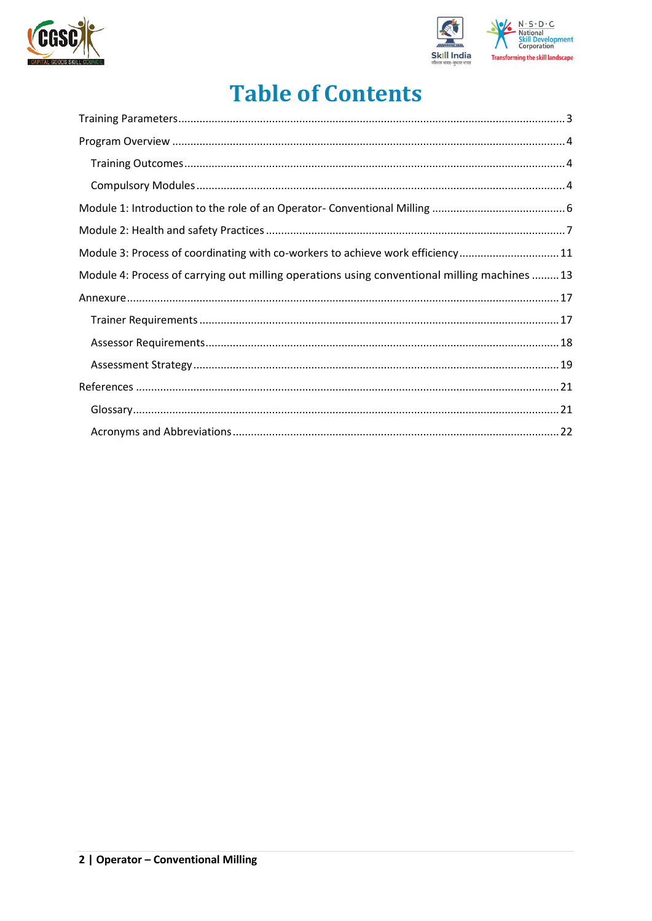# Table of Contents

Training Parameters ........................................................................................................................ 3

Program Overview ........................................................................................................................... 4

- Training Outcomes ....................................................................................................................... 4
- Compulsory Modules .................................................................................................................... 4

Module 1: Introduction to the role of an Operator- Conventional Milling ........................................... 6

Module 2: Health and safety Practices ................................................................................................ 7

Module 3: Process of coordinating with co-workers to achieve work efficiency ................................ 11

Module 4: Process of carrying out milling operations using conventional milling machines ......... 13

Annexure ........................................................................................................................................... 17

- Trainer Requirements .................................................................................................................. 17
- Assessor Requirements ................................................................................................................ 18
- Assessment Strategy .................................................................................................................... 19

References ........................................................................................................................................ 21

- Glossary ....................................................................................................................................... 21
- Acronyms and Abbreviations ....................................................................................................... 22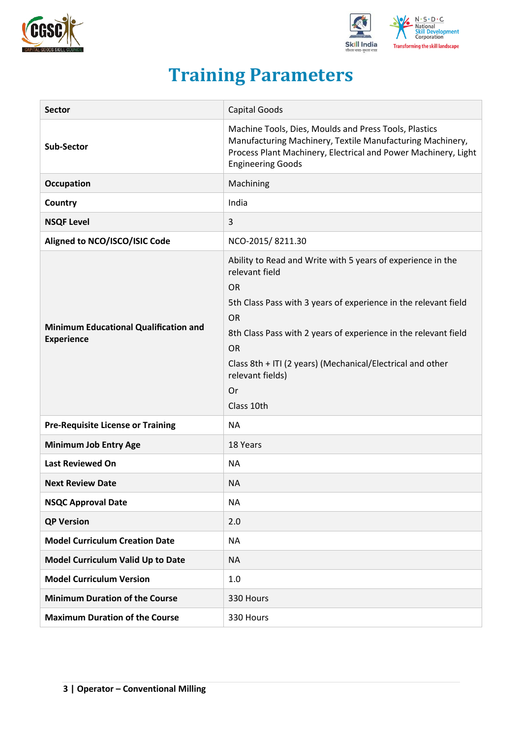# Training Parameters

| Sector | Capital Goods |
|---|---|
| Sub-Sector | Machine Tools, Dies, Moulds and Press Tools, Plastics Manufacturing Machinery, Textile Manufacturing Machinery, Process Plant Machinery, Electrical and Power Machinery, Light Engineering Goods |
| Occupation | Machining |
| Country | India |
| NSQF Level | 3 |
| Aligned to NCO/ISCO/ISIC Code | NCO-2015/ 8211.30 |
| Minimum Educational Qualification and Experience | Ability to Read and Write with 5 years of experience in the relevant field<br>OR<br>5th Class Pass with 3 years of experience in the relevant field<br>OR<br>8th Class Pass with 2 years of experience in the relevant field<br>OR<br>Class 8th + ITI (2 years) (Mechanical/Electrical and other relevant fields)<br>Or<br>Class 10th |
| Pre-Requisite License or Training | NA |
| Minimum Job Entry Age | 18 Years |
| Last Reviewed On | NA |
| Next Review Date | NA |
| NSQC Approval Date | NA |
| QP Version | 2.0 |
| Model Curriculum Creation Date | NA |
| Model Curriculum Valid Up to Date | NA |
| Model Curriculum Version | 1.0 |
| Minimum Duration of the Course | 330 Hours |
| Maximum Duration of the Course | 330 Hours |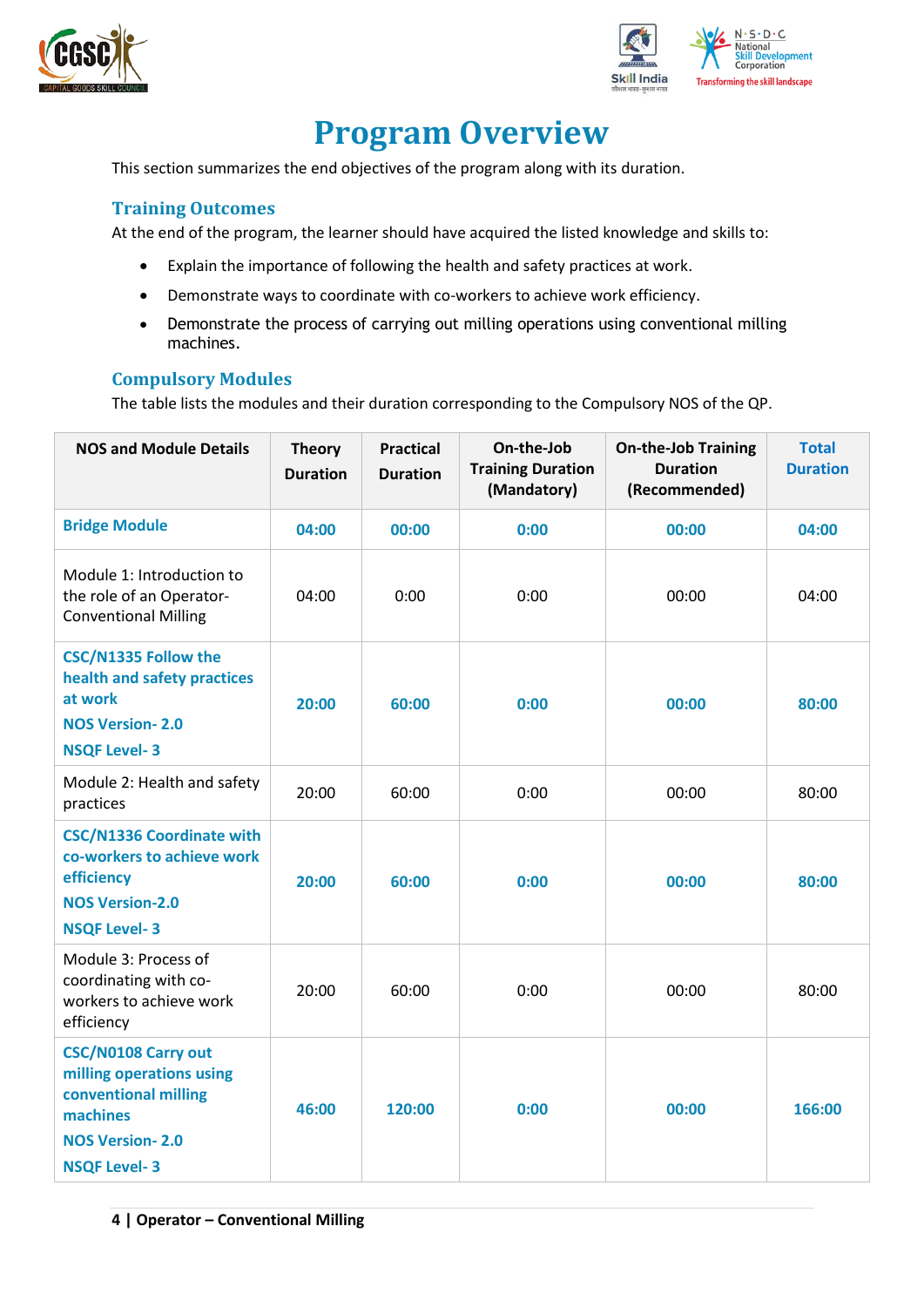# Program Overview

This section summarizes the end objectives of the program along with its duration.

## Training Outcomes

At the end of the program, the learner should have acquired the listed knowledge and skills to:

- Explain the importance of following the health and safety practices at work.
- Demonstrate ways to coordinate with co-workers to achieve work efficiency.
- Demonstrate the process of carrying out milling operations using conventional milling machines.

## Compulsory Modules

The table lists the modules and their duration corresponding to the Compulsory NOS of the QP.

| NOS and Module Details | Theory Duration | Practical Duration | On-the-Job Training Duration (Mandatory) | On-the-Job Training Duration (Recommended) | Total Duration |
|---|---|---|---|---|---|
| **Bridge Module** | **04:00** | **00:00** | **0:00** | **00:00** | **04:00** |
| Module 1: Introduction to the role of an Operator-Conventional Milling | 04:00 | 0:00 | 0:00 | 00:00 | 04:00 |
| **CSC/N1335 Follow the health and safety practices at work**<br>**NOS Version- 2.0**<br>**NSQF Level- 3** | **20:00** | **60:00** | **0:00** | **00:00** | **80:00** |
| Module 2: Health and safety practices | 20:00 | 60:00 | 0:00 | 00:00 | 80:00 |
| **CSC/N1336 Coordinate with co-workers to achieve work efficiency**<br>**NOS Version-2.0**<br>**NSQF Level- 3** | **20:00** | **60:00** | **0:00** | **00:00** | **80:00** |
| Module 3: Process of coordinating with co-workers to achieve work efficiency | 20:00 | 60:00 | 0:00 | 00:00 | 80:00 |
| **CSC/N0108 Carry out milling operations using conventional milling machines**<br>**NOS Version- 2.0**<br>**NSQF Level- 3** | **46:00** | **120:00** | **0:00** | **00:00** | **166:00** |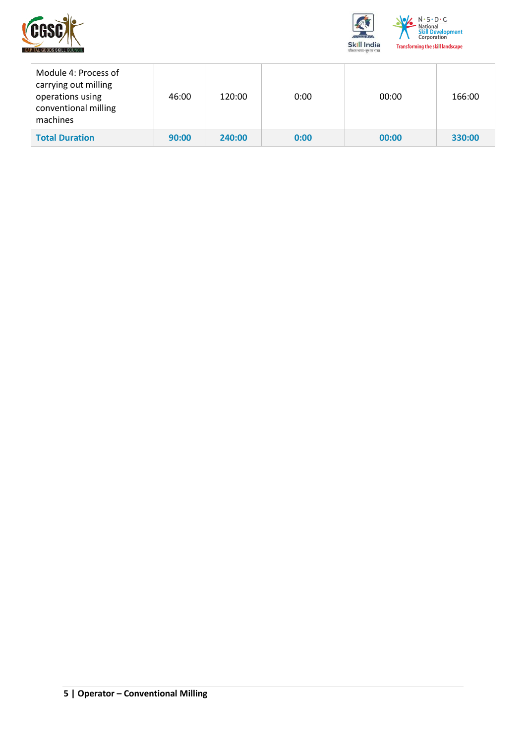| Module 4: Process of carrying out milling operations using conventional milling machines | 46:00 | 120:00 | 0:00 | 00:00 | 166:00 |
|---|---|---|---|---|---|
| **Total Duration** | **90:00** | **240:00** | **0:00** | **00:00** | **330:00** |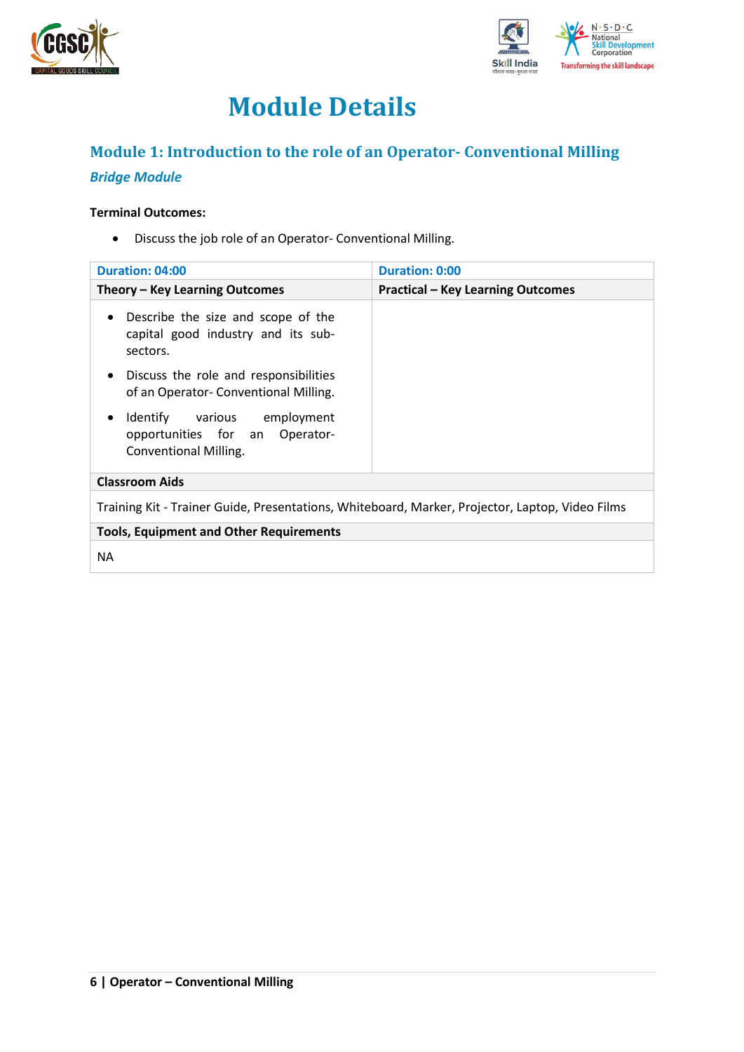# Module Details

## Module 1: Introduction to the role of an Operator- Conventional Milling

***Bridge Module***

**Terminal Outcomes:**

- Discuss the job role of an Operator- Conventional Milling.

| Duration: 04:00 | Duration: 0:00 |
|---|---|
| **Theory – Key Learning Outcomes** | **Practical – Key Learning Outcomes** |
| • Describe the size and scope of the capital good industry and its sub-sectors.<br>• Discuss the role and responsibilities of an Operator- Conventional Milling.<br>• Identify various employment opportunities for an Operator- Conventional Milling. | |
| **Classroom Aids** | |
| Training Kit - Trainer Guide, Presentations, Whiteboard, Marker, Projector, Laptop, Video Films | |
| **Tools, Equipment and Other Requirements** | |
| NA | |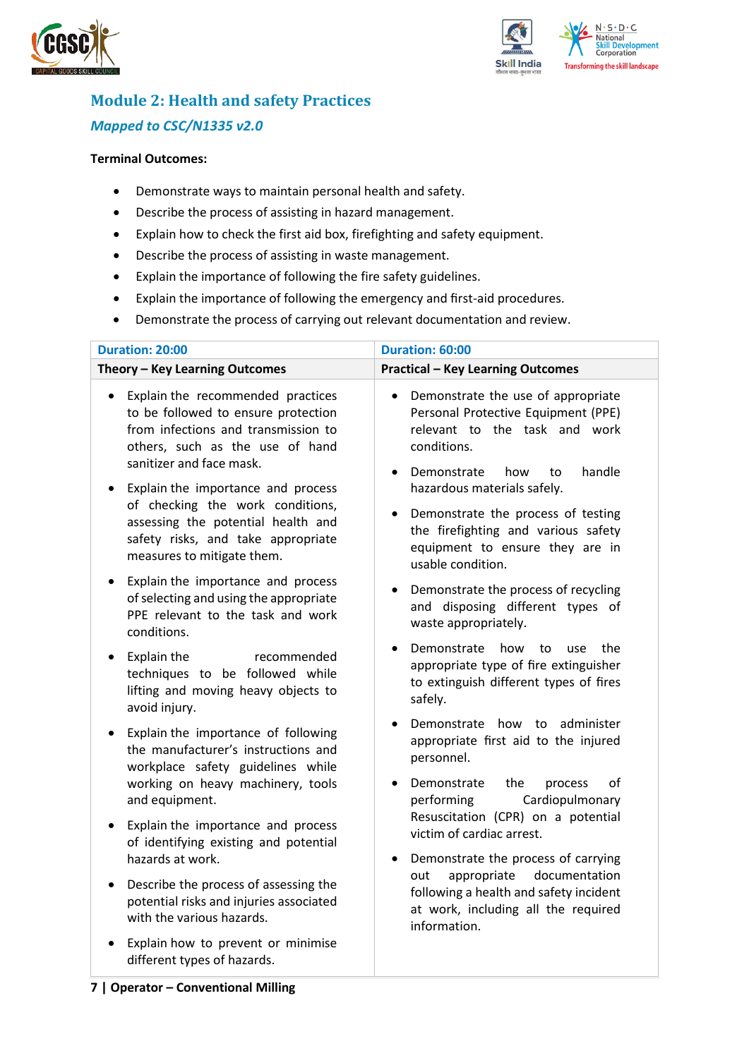## Module 2: Health and safety Practices

### *Mapped to CSC/N1335 v2.0*

**Terminal Outcomes:**

- Demonstrate ways to maintain personal health and safety.
- Describe the process of assisting in hazard management.
- Explain how to check the first aid box, firefighting and safety equipment.
- Describe the process of assisting in waste management.
- Explain the importance of following the fire safety guidelines.
- Explain the importance of following the emergency and first-aid procedures.
- Demonstrate the process of carrying out relevant documentation and review.

| Duration: 20:00 | Duration: 60:00 |
|---|---|
| **Theory – Key Learning Outcomes** | **Practical – Key Learning Outcomes** |
| • Explain the recommended practices to be followed to ensure protection from infections and transmission to others, such as the use of hand sanitizer and face mask.<br>• Explain the importance and process of checking the work conditions, assessing the potential health and safety risks, and take appropriate measures to mitigate them.<br>• Explain the importance and process of selecting and using the appropriate PPE relevant to the task and work conditions.<br>• Explain the recommended techniques to be followed while lifting and moving heavy objects to avoid injury.<br>• Explain the importance of following the manufacturer's instructions and workplace safety guidelines while working on heavy machinery, tools and equipment.<br>• Explain the importance and process of identifying existing and potential hazards at work.<br>• Describe the process of assessing the potential risks and injuries associated with the various hazards.<br>• Explain how to prevent or minimise different types of hazards. | • Demonstrate the use of appropriate Personal Protective Equipment (PPE) relevant to the task and work conditions.<br>• Demonstrate how to handle hazardous materials safely.<br>• Demonstrate the process of testing the firefighting and various safety equipment to ensure they are in usable condition.<br>• Demonstrate the process of recycling and disposing different types of waste appropriately.<br>• Demonstrate how to use the appropriate type of fire extinguisher to extinguish different types of fires safely.<br>• Demonstrate how to administer appropriate first aid to the injured personnel.<br>• Demonstrate the process of performing Cardiopulmonary Resuscitation (CPR) on a potential victim of cardiac arrest.<br>• Demonstrate the process of carrying out appropriate documentation following a health and safety incident at work, including all the required information. |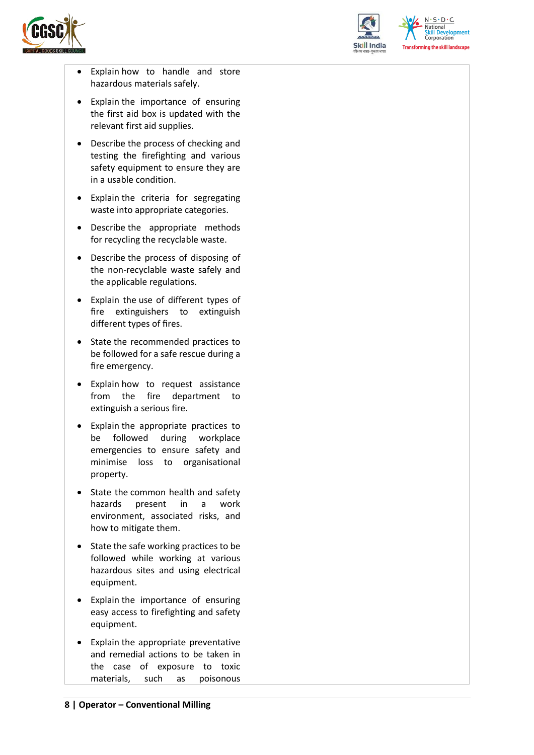| | |
|---|---|
| • Explain how to handle and store hazardous materials safely.<br>• Explain the importance of ensuring the first aid box is updated with the relevant first aid supplies.<br>• Describe the process of checking and testing the firefighting and various safety equipment to ensure they are in a usable condition.<br>• Explain the criteria for segregating waste into appropriate categories.<br>• Describe the appropriate methods for recycling the recyclable waste.<br>• Describe the process of disposing of the non-recyclable waste safely and the applicable regulations.<br>• Explain the use of different types of fire extinguishers to extinguish different types of fires.<br>• State the recommended practices to be followed for a safe rescue during a fire emergency.<br>• Explain how to request assistance from the fire department to extinguish a serious fire.<br>• Explain the appropriate practices to be followed during workplace emergencies to ensure safety and minimise loss to organisational property.<br>• State the common health and safety hazards present in a work environment, associated risks, and how to mitigate them.<br>• State the safe working practices to be followed while working at various hazardous sites and using electrical equipment.<br>• Explain the importance of ensuring easy access to firefighting and safety equipment.<br>• Explain the appropriate preventative and remedial actions to be taken in the case of exposure to toxic materials, such as poisonous | |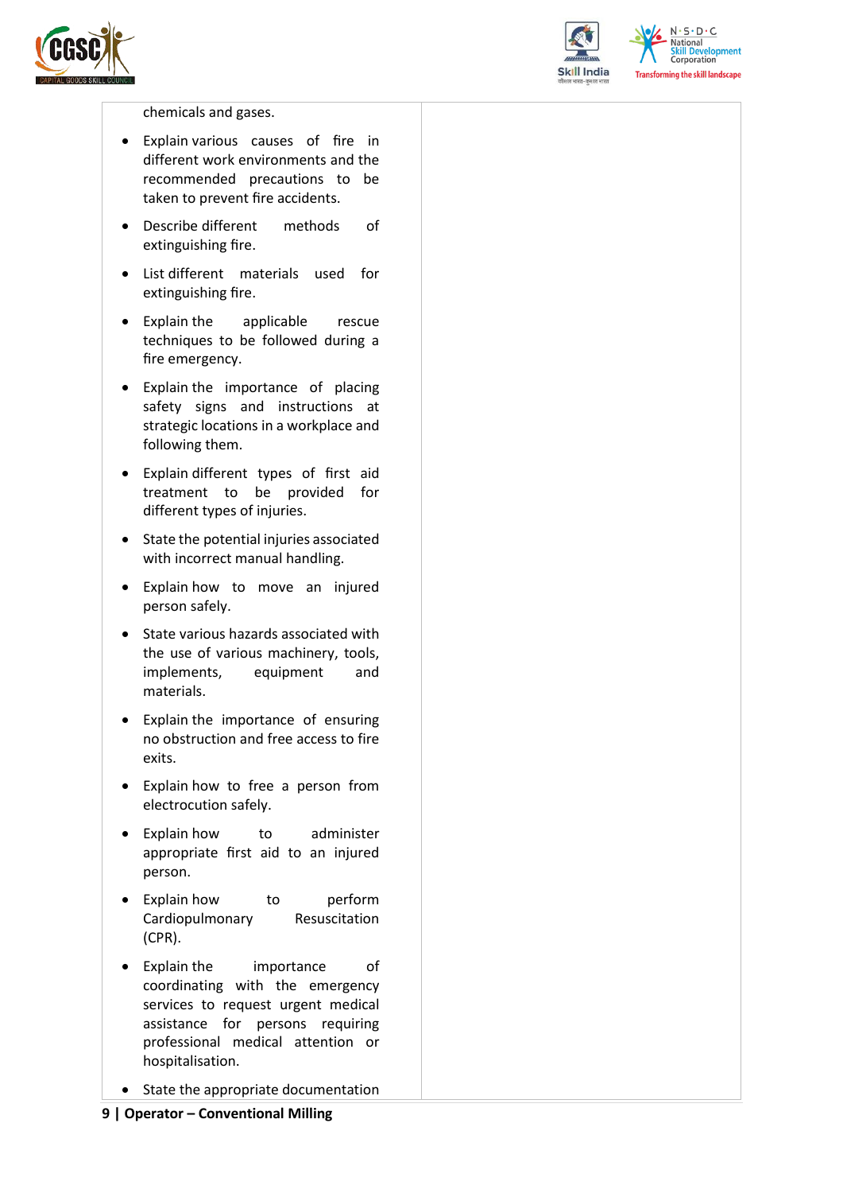| | |
|---|---|
| chemicals and gases.<br><br>- Explain various causes of fire in different work environments and the recommended precautions to be taken to prevent fire accidents.<br>- Describe different methods of extinguishing fire.<br>- List different materials used for extinguishing fire.<br>- Explain the applicable rescue techniques to be followed during a fire emergency.<br>- Explain the importance of placing safety signs and instructions at strategic locations in a workplace and following them.<br>- Explain different types of first aid treatment to be provided for different types of injuries.<br>- State the potential injuries associated with incorrect manual handling.<br>- Explain how to move an injured person safely.<br>- State various hazards associated with the use of various machinery, tools, implements, equipment and materials.<br>- Explain the importance of ensuring no obstruction and free access to fire exits.<br>- Explain how to free a person from electrocution safely.<br>- Explain how to administer appropriate first aid to an injured person.<br>- Explain how to perform Cardiopulmonary Resuscitation (CPR).<br>- Explain the importance of coordinating with the emergency services to request urgent medical assistance for persons requiring professional medical attention or hospitalisation.<br>- State the appropriate documentation | |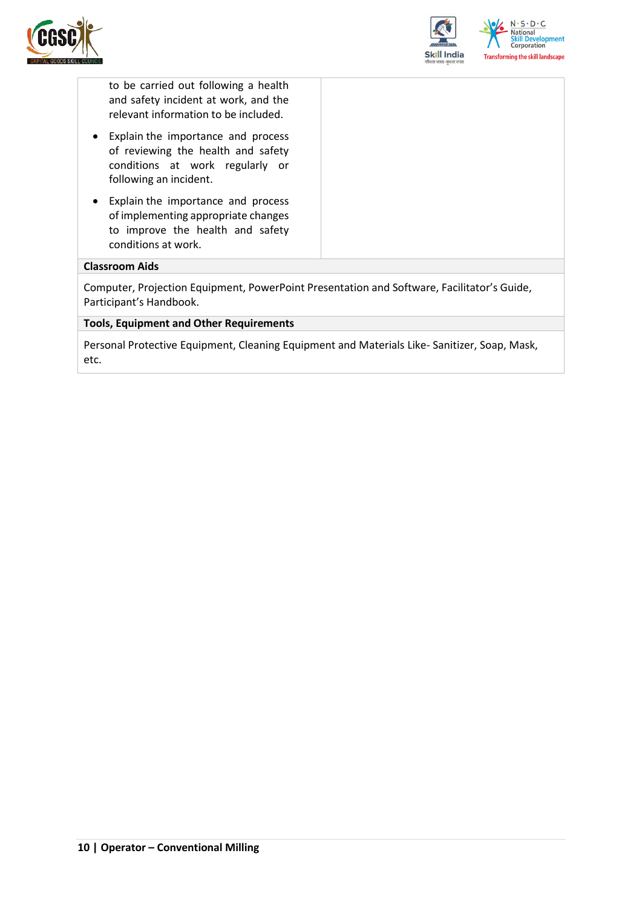| | |
|---|---|
| to be carried out following a health and safety incident at work, and the relevant information to be included.<br>• Explain the importance and process of reviewing the health and safety conditions at work regularly or following an incident.<br>• Explain the importance and process of implementing appropriate changes to improve the health and safety conditions at work. | |

**Classroom Aids**

Computer, Projection Equipment, PowerPoint Presentation and Software, Facilitator's Guide, Participant's Handbook.

**Tools, Equipment and Other Requirements**

Personal Protective Equipment, Cleaning Equipment and Materials Like- Sanitizer, Soap, Mask, etc.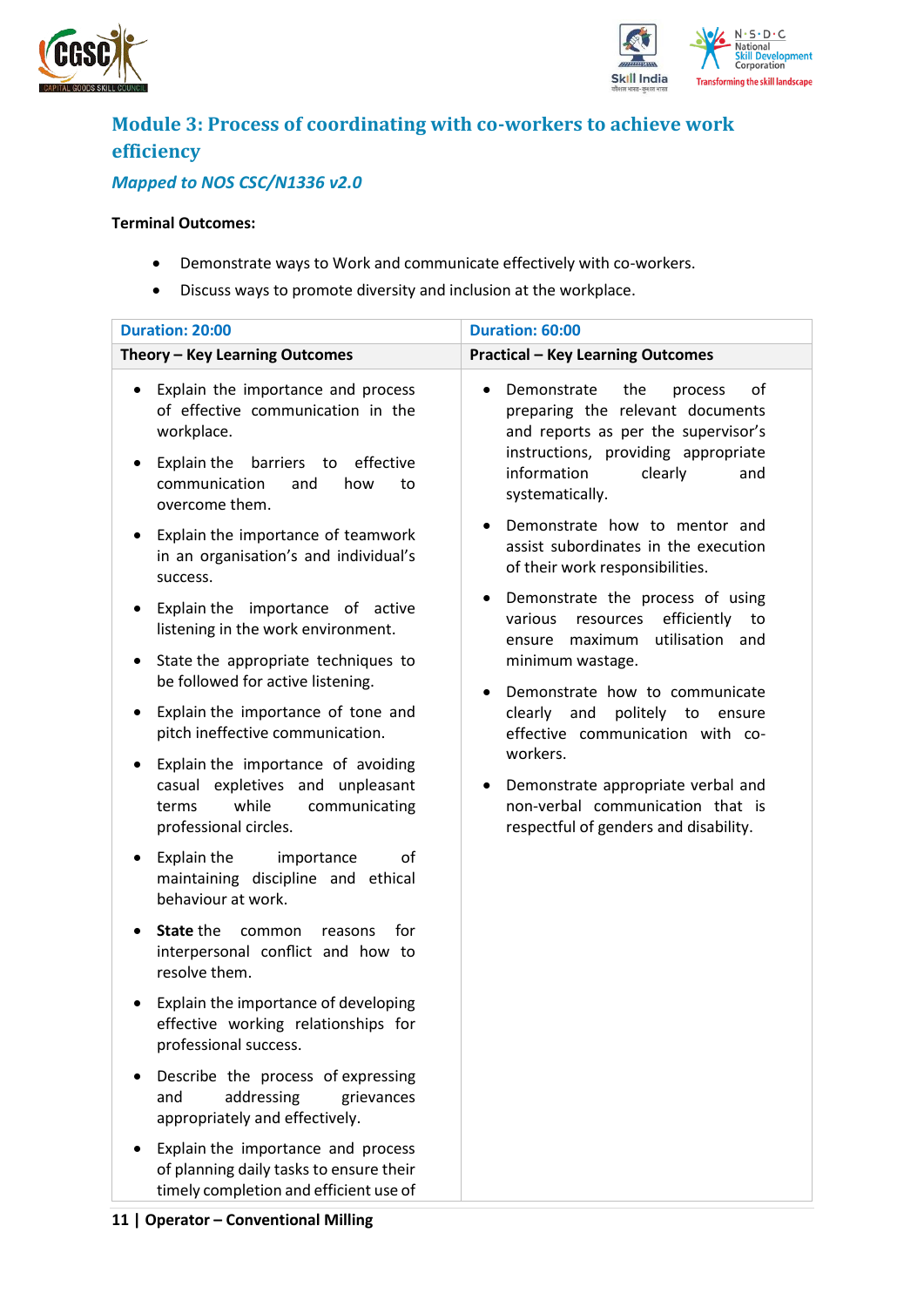## Module 3: Process of coordinating with co-workers to achieve work efficiency

### *Mapped to NOS CSC/N1336 v2.0*

**Terminal Outcomes:**

- Demonstrate ways to Work and communicate effectively with co-workers.
- Discuss ways to promote diversity and inclusion at the workplace.

| Duration: 20:00 | Duration: 60:00 |
|---|---|
| **Theory – Key Learning Outcomes** | **Practical – Key Learning Outcomes** |
| • Explain the importance and process of effective communication in the workplace.<br>• Explain the barriers to effective communication and how to overcome them.<br>• Explain the importance of teamwork in an organisation's and individual's success.<br>• Explain the importance of active listening in the work environment.<br>• State the appropriate techniques to be followed for active listening.<br>• Explain the importance of tone and pitch ineffective communication.<br>• Explain the importance of avoiding casual expletives and unpleasant terms while communicating professional circles.<br>• Explain the importance of maintaining discipline and ethical behaviour at work.<br>• **State** the common reasons for interpersonal conflict and how to resolve them.<br>• Explain the importance of developing effective working relationships for professional success.<br>• Describe the process of expressing and addressing grievances appropriately and effectively.<br>• Explain the importance and process of planning daily tasks to ensure their timely completion and efficient use of | • Demonstrate the process of preparing the relevant documents and reports as per the supervisor's instructions, providing appropriate information clearly and systematically.<br>• Demonstrate how to mentor and assist subordinates in the execution of their work responsibilities.<br>• Demonstrate the process of using various resources efficiently to ensure maximum utilisation and minimum wastage.<br>• Demonstrate how to communicate clearly and politely to ensure effective communication with co-workers.<br>• Demonstrate appropriate verbal and non-verbal communication that is respectful of genders and disability. |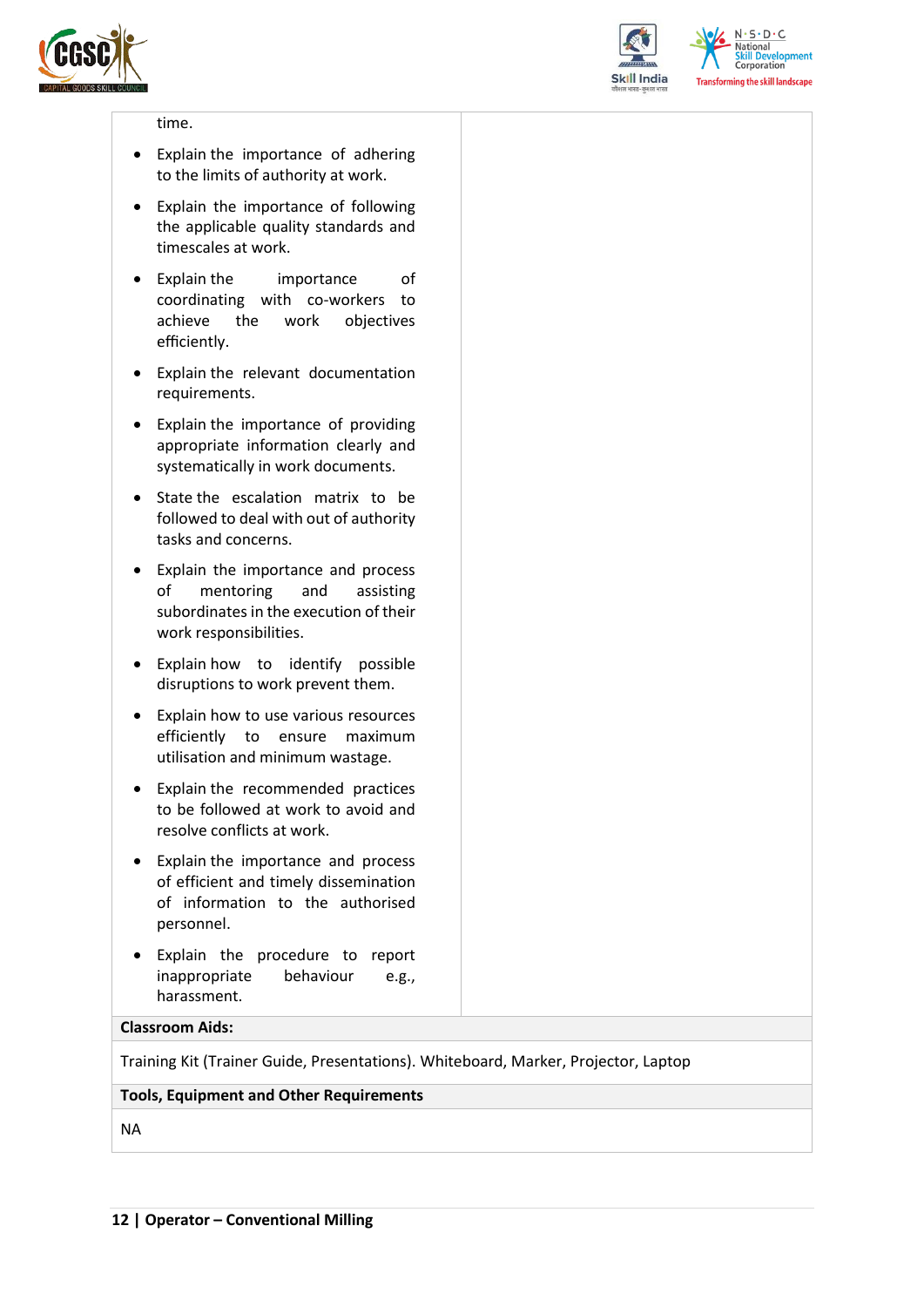| | |
|---|---|
| time.<br><br>- Explain the importance of adhering to the limits of authority at work.<br>- Explain the importance of following the applicable quality standards and timescales at work.<br>- Explain the importance of coordinating with co-workers to achieve the work objectives efficiently.<br>- Explain the relevant documentation requirements.<br>- Explain the importance of providing appropriate information clearly and systematically in work documents.<br>- State the escalation matrix to be followed to deal with out of authority tasks and concerns.<br>- Explain the importance and process of mentoring and assisting subordinates in the execution of their work responsibilities.<br>- Explain how to identify possible disruptions to work prevent them.<br>- Explain how to use various resources efficiently to ensure maximum utilisation and minimum wastage.<br>- Explain the recommended practices to be followed at work to avoid and resolve conflicts at work.<br>- Explain the importance and process of efficient and timely dissemination of information to the authorised personnel.<br>- Explain the procedure to report inappropriate behaviour e.g., harassment. | |

**Classroom Aids:**

Training Kit (Trainer Guide, Presentations). Whiteboard, Marker, Projector, Laptop

**Tools, Equipment and Other Requirements**

NA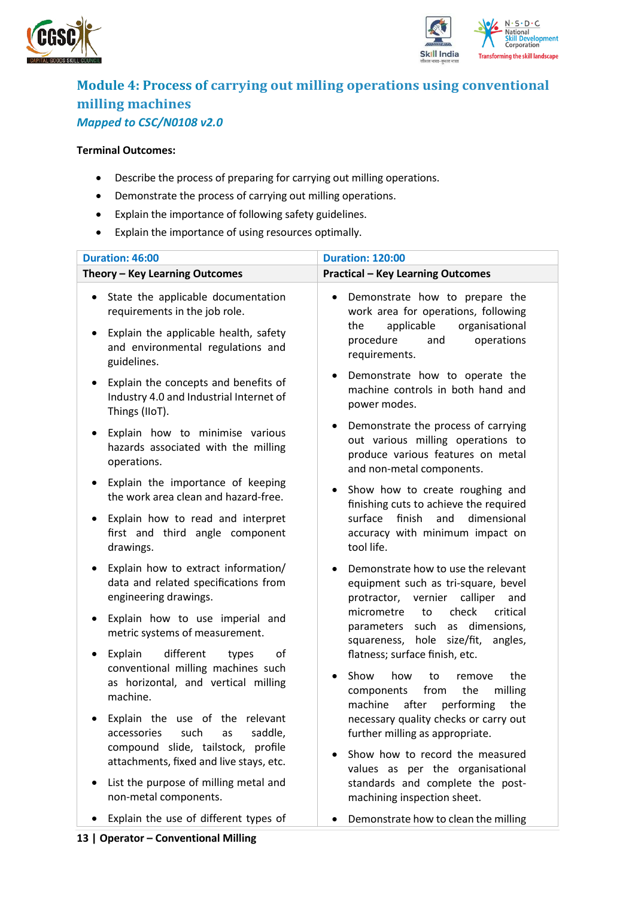## Module 4: Process of carrying out milling operations using conventional milling machines

*Mapped to CSC/N0108 v2.0*

**Terminal Outcomes:**

- Describe the process of preparing for carrying out milling operations.
- Demonstrate the process of carrying out milling operations.
- Explain the importance of following safety guidelines.
- Explain the importance of using resources optimally.

| Duration: 46:00 | Duration: 120:00 |
|---|---|
| **Theory – Key Learning Outcomes** | **Practical – Key Learning Outcomes** |
| • State the applicable documentation requirements in the job role.<br>• Explain the applicable health, safety and environmental regulations and guidelines.<br>• Explain the concepts and benefits of Industry 4.0 and Industrial Internet of Things (IIoT).<br>• Explain how to minimise various hazards associated with the milling operations.<br>• Explain the importance of keeping the work area clean and hazard-free.<br>• Explain how to read and interpret first and third angle component drawings.<br>• Explain how to extract information/ data and related specifications from engineering drawings.<br>• Explain how to use imperial and metric systems of measurement.<br>• Explain different types of conventional milling machines such as horizontal, and vertical milling machine.<br>• Explain the use of the relevant accessories such as saddle, compound slide, tailstock, profile attachments, fixed and live stays, etc.<br>• List the purpose of milling metal and non-metal components.<br>• Explain the use of different types of | • Demonstrate how to prepare the work area for operations, following the applicable organisational procedure and operations requirements.<br>• Demonstrate how to operate the machine controls in both hand and power modes.<br>• Demonstrate the process of carrying out various milling operations to produce various features on metal and non-metal components.<br>• Show how to create roughing and finishing cuts to achieve the required surface finish and dimensional accuracy with minimum impact on tool life.<br>• Demonstrate how to use the relevant equipment such as tri-square, bevel protractor, vernier calliper and micrometre to check critical parameters such as dimensions, squareness, hole size/fit, angles, flatness; surface finish, etc.<br>• Show how to remove the components from the milling machine after performing the necessary quality checks or carry out further milling as appropriate.<br>• Show how to record the measured values as per the organisational standards and complete the post-machining inspection sheet.<br>• Demonstrate how to clean the milling |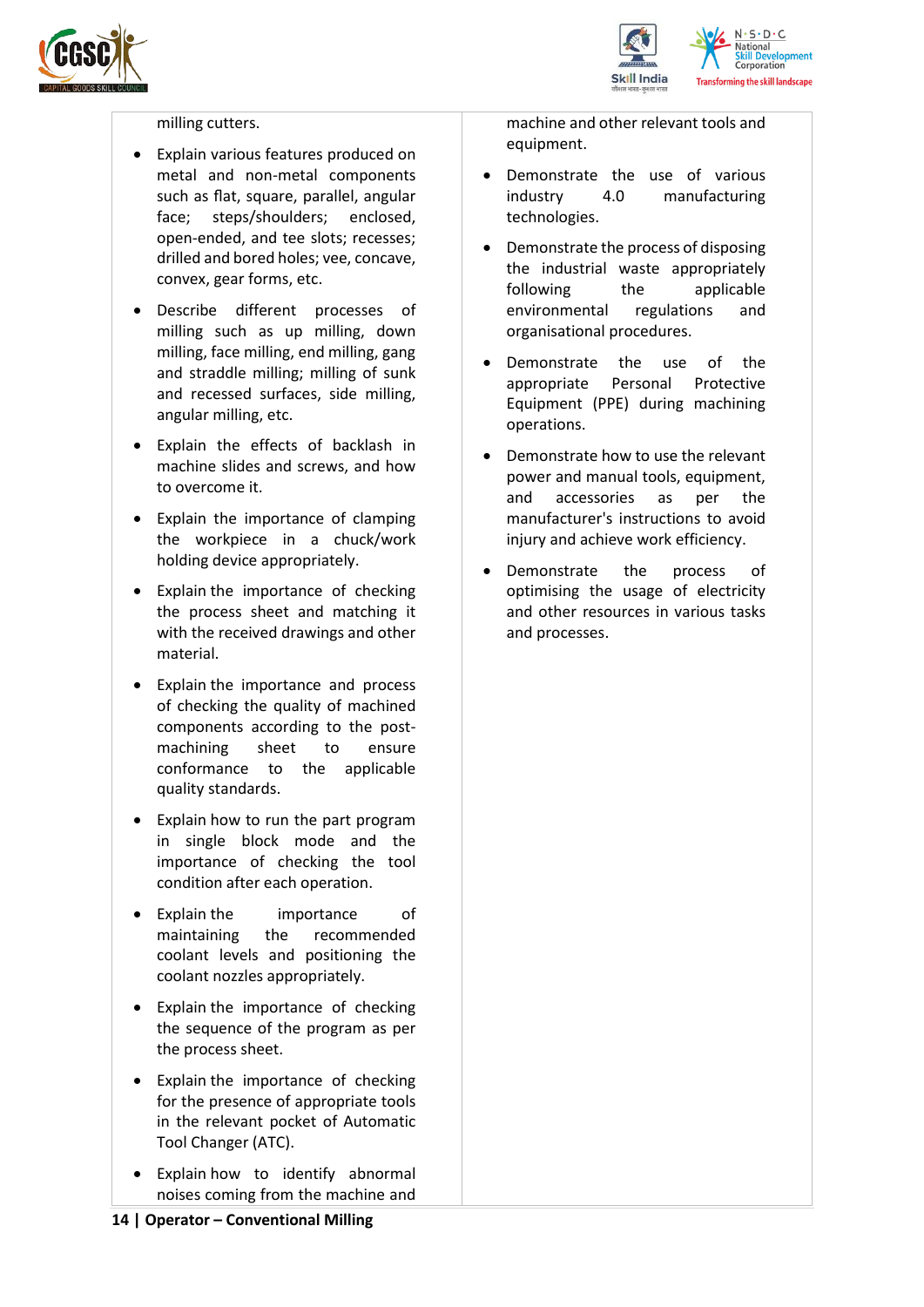| | |
|---|---|
| milling cutters.<br><br>• Explain various features produced on metal and non-metal components such as flat, square, parallel, angular face; steps/shoulders; enclosed, open-ended, and tee slots; recesses; drilled and bored holes; vee, concave, convex, gear forms, etc.<br><br>• Describe different processes of milling such as up milling, down milling, face milling, end milling, gang and straddle milling; milling of sunk and recessed surfaces, side milling, angular milling, etc.<br><br>• Explain the effects of backlash in machine slides and screws, and how to overcome it.<br><br>• Explain the importance of clamping the workpiece in a chuck/work holding device appropriately.<br><br>• Explain the importance of checking the process sheet and matching it with the received drawings and other material.<br><br>• Explain the importance and process of checking the quality of machined components according to the post-machining sheet to ensure conformance to the applicable quality standards.<br><br>• Explain how to run the part program in single block mode and the importance of checking the tool condition after each operation.<br><br>• Explain the importance of maintaining the recommended coolant levels and positioning the coolant nozzles appropriately.<br><br>• Explain the importance of checking the sequence of the program as per the process sheet.<br><br>• Explain the importance of checking for the presence of appropriate tools in the relevant pocket of Automatic Tool Changer (ATC).<br><br>• Explain how to identify abnormal noises coming from the machine and | machine and other relevant tools and equipment.<br><br>• Demonstrate the use of various industry 4.0 manufacturing technologies.<br><br>• Demonstrate the process of disposing the industrial waste appropriately following the applicable environmental regulations and organisational procedures.<br><br>• Demonstrate the use of the appropriate Personal Protective Equipment (PPE) during machining operations.<br><br>• Demonstrate how to use the relevant power and manual tools, equipment, and accessories as per the manufacturer's instructions to avoid injury and achieve work efficiency.<br><br>• Demonstrate the process of optimising the usage of electricity and other resources in various tasks and processes. |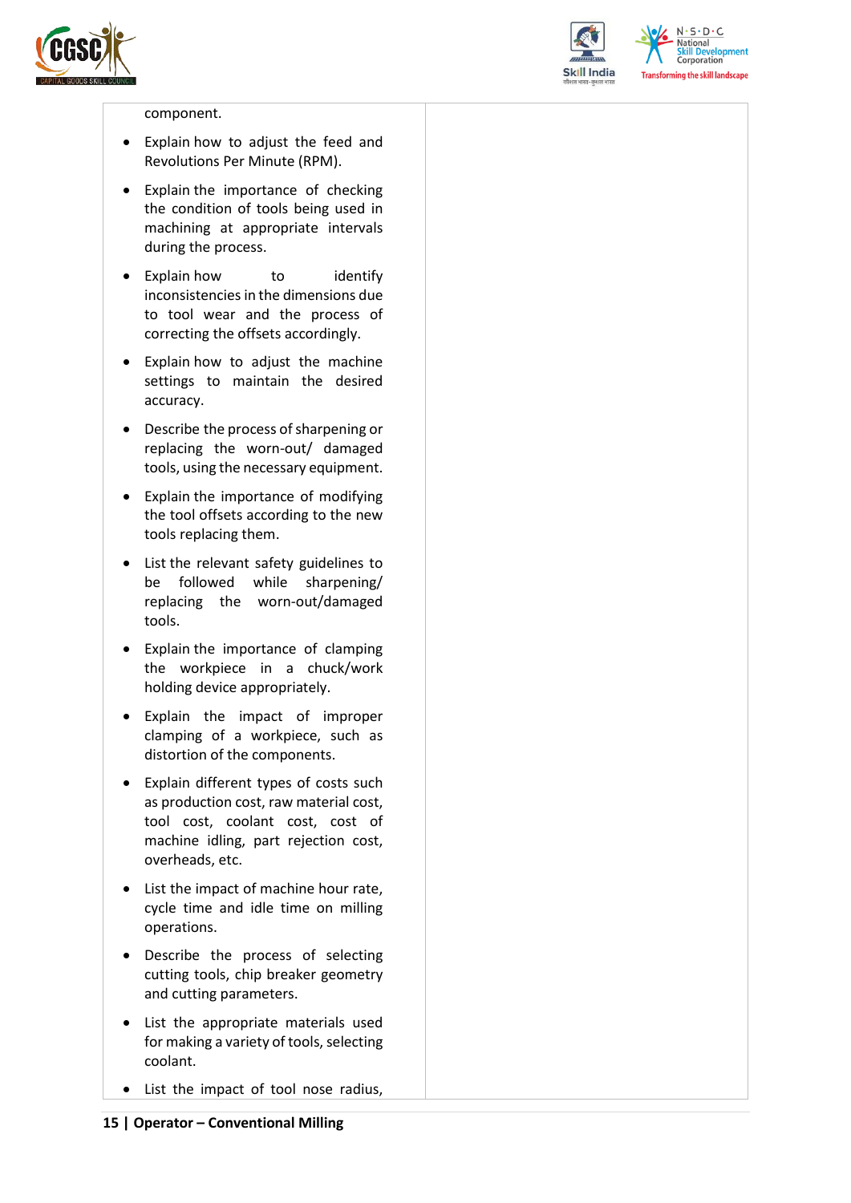| | |
|---|---|
| component.<br>• Explain how to adjust the feed and Revolutions Per Minute (RPM).<br>• Explain the importance of checking the condition of tools being used in machining at appropriate intervals during the process.<br>• Explain how to identify inconsistencies in the dimensions due to tool wear and the process of correcting the offsets accordingly.<br>• Explain how to adjust the machine settings to maintain the desired accuracy.<br>• Describe the process of sharpening or replacing the worn-out/ damaged tools, using the necessary equipment.<br>• Explain the importance of modifying the tool offsets according to the new tools replacing them.<br>• List the relevant safety guidelines to be followed while sharpening/ replacing the worn-out/damaged tools.<br>• Explain the importance of clamping the workpiece in a chuck/work holding device appropriately.<br>• Explain the impact of improper clamping of a workpiece, such as distortion of the components.<br>• Explain different types of costs such as production cost, raw material cost, tool cost, coolant cost, cost of machine idling, part rejection cost, overheads, etc.<br>• List the impact of machine hour rate, cycle time and idle time on milling operations.<br>• Describe the process of selecting cutting tools, chip breaker geometry and cutting parameters.<br>• List the appropriate materials used for making a variety of tools, selecting coolant.<br>• List the impact of tool nose radius, | |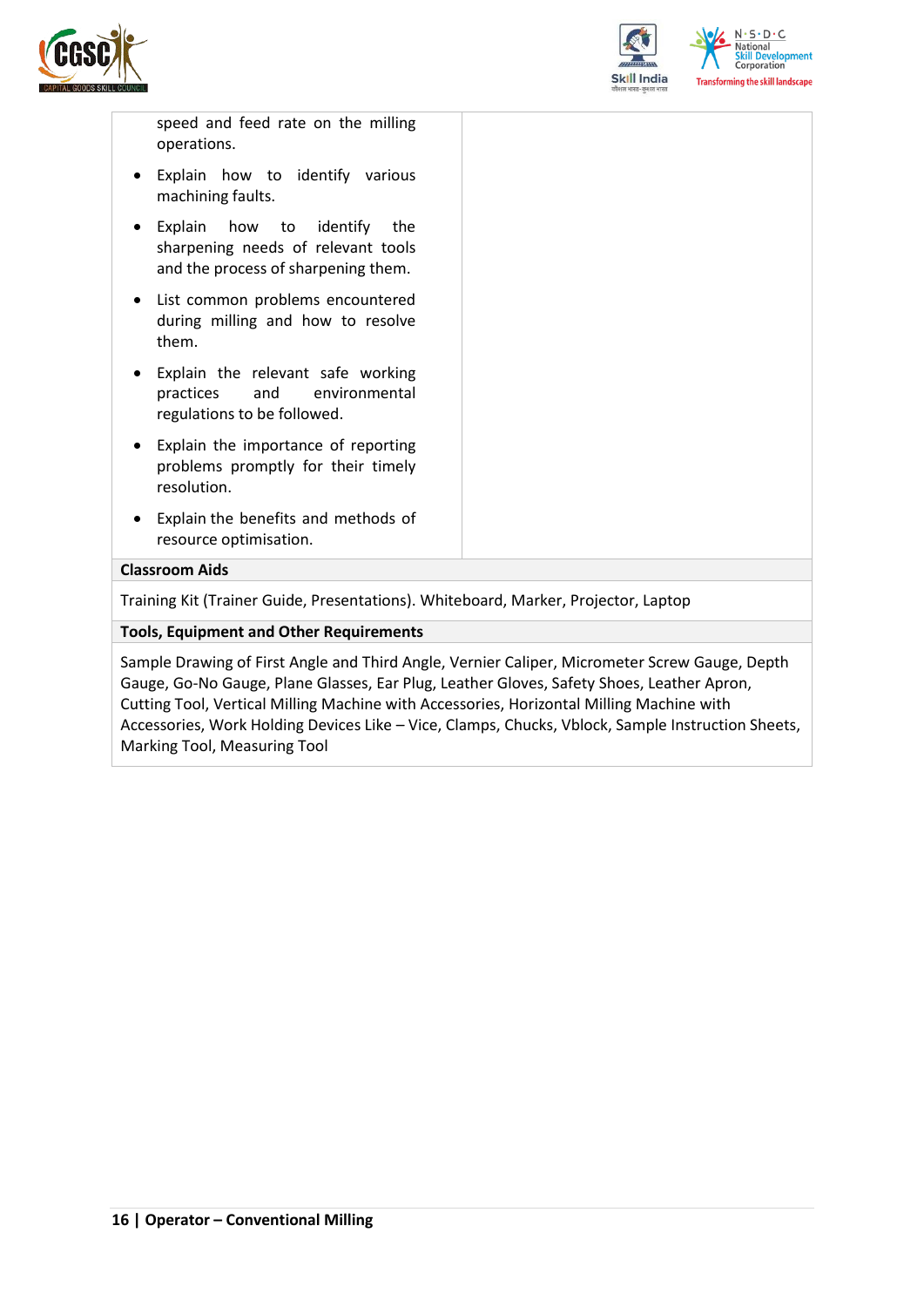| | |
|---|---|
| speed and feed rate on the milling operations.<br>• Explain how to identify various machining faults.<br>• Explain how to identify the sharpening needs of relevant tools and the process of sharpening them.<br>• List common problems encountered during milling and how to resolve them.<br>• Explain the relevant safe working practices and environmental regulations to be followed.<br>• Explain the importance of reporting problems promptly for their timely resolution.<br>• Explain the benefits and methods of resource optimisation. | |

**Classroom Aids**

Training Kit (Trainer Guide, Presentations). Whiteboard, Marker, Projector, Laptop

**Tools, Equipment and Other Requirements**

Sample Drawing of First Angle and Third Angle, Vernier Caliper, Micrometer Screw Gauge, Depth Gauge, Go-No Gauge, Plane Glasses, Ear Plug, Leather Gloves, Safety Shoes, Leather Apron, Cutting Tool, Vertical Milling Machine with Accessories, Horizontal Milling Machine with Accessories, Work Holding Devices Like – Vice, Clamps, Chucks, Vblock, Sample Instruction Sheets, Marking Tool, Measuring Tool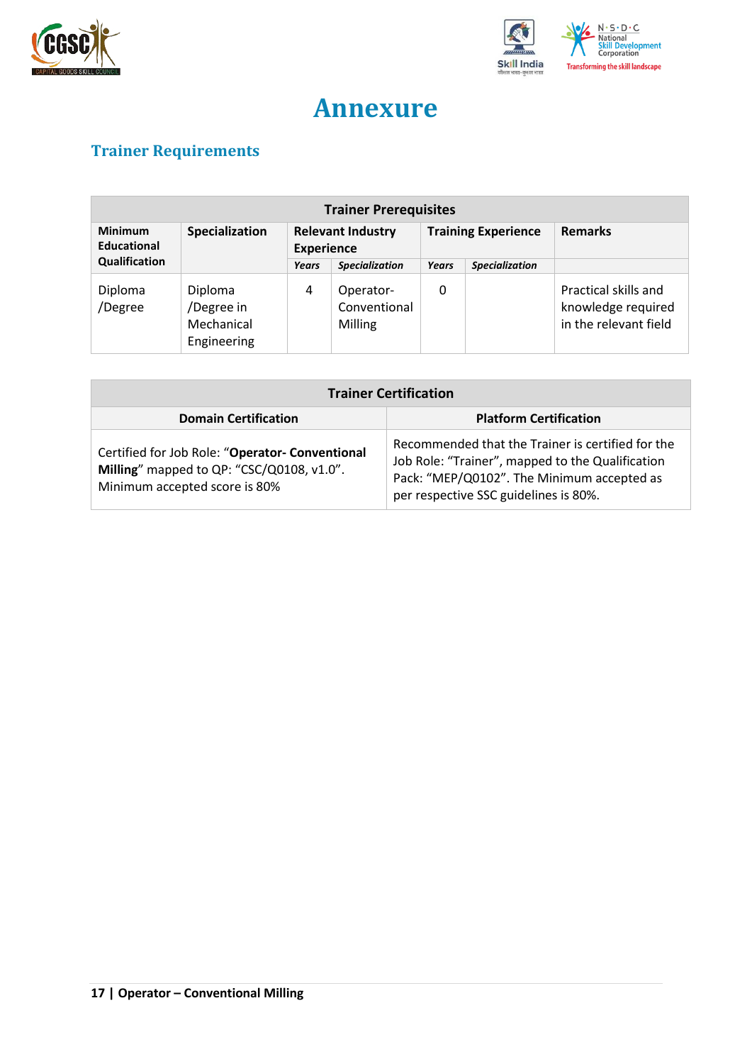# Annexure

## Trainer Requirements

| Trainer Prerequisites | | | | | | |
|---|---|---|---|---|---|---|
| **Minimum Educational Qualification** | **Specialization** | **Relevant Industry Experience** | | **Training Experience** | | **Remarks** |
| | | ***Years*** | ***Specialization*** | ***Years*** | ***Specialization*** | |
| Diploma /Degree | Diploma /Degree in Mechanical Engineering | 4 | Operator- Conventional Milling | 0 | | Practical skills and knowledge required in the relevant field |

| Trainer Certification | |
|---|---|
| **Domain Certification** | **Platform Certification** |
| Certified for Job Role: "**Operator- Conventional Milling**" mapped to QP: "CSC/Q0108, v1.0". Minimum accepted score is 80% | Recommended that the Trainer is certified for the Job Role: "Trainer", mapped to the Qualification Pack: "MEP/Q0102". The Minimum accepted as per respective SSC guidelines is 80%. |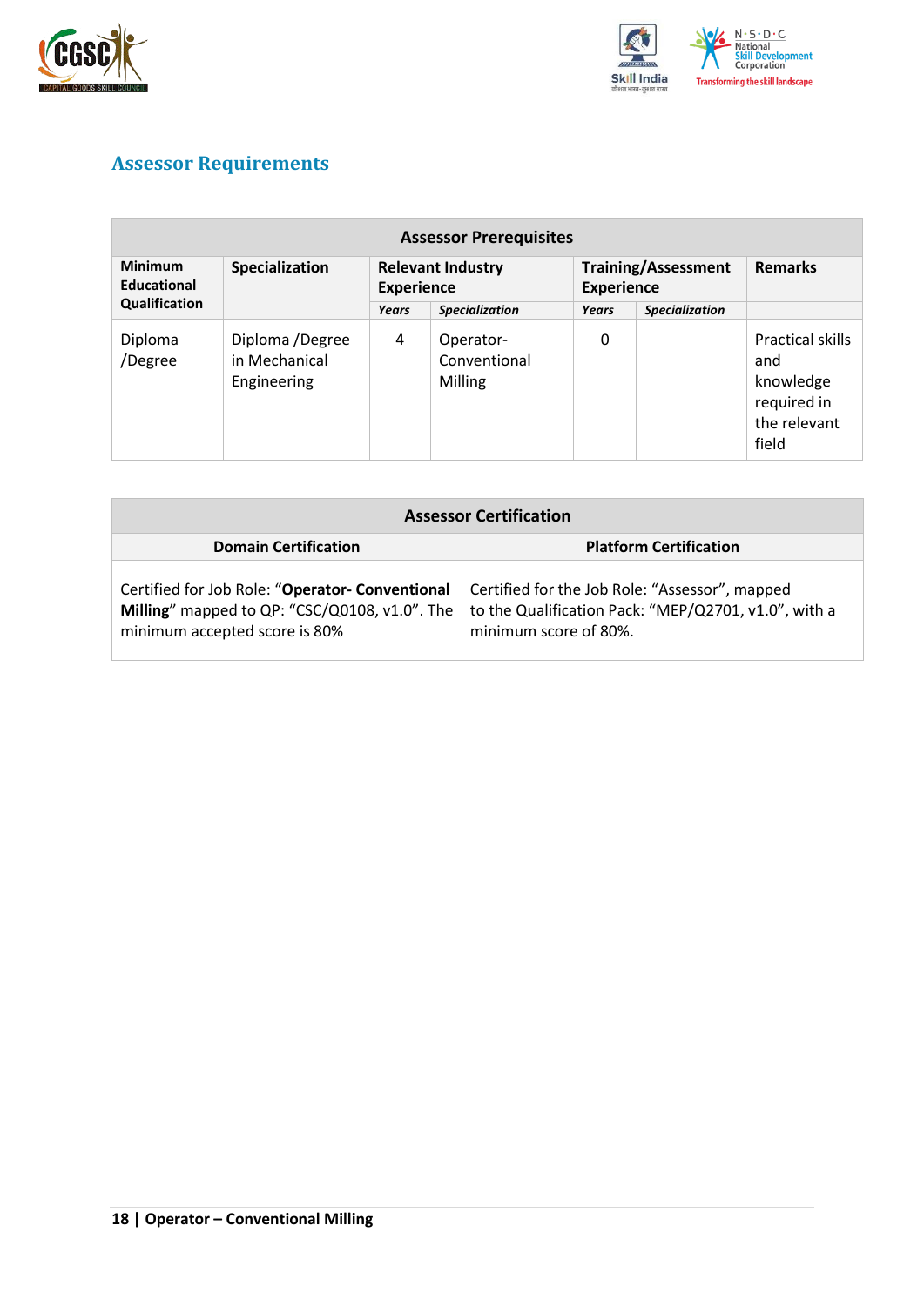## Assessor Requirements

| Assessor Prerequisites | | | | | | |
|---|---|---|---|---|---|---|
| **Minimum Educational Qualification** | **Specialization** | **Relevant Industry Experience** | | **Training/Assessment Experience** | | **Remarks** |
| | | ***Years*** | ***Specialization*** | ***Years*** | ***Specialization*** | |
| Diploma /Degree | Diploma /Degree in Mechanical Engineering | 4 | Operator- Conventional Milling | 0 | | Practical skills and knowledge required in the relevant field |

| Assessor Certification | |
|---|---|
| **Domain Certification** | **Platform Certification** |
| Certified for Job Role: "**Operator- Conventional Milling**" mapped to QP: "CSC/Q0108, v1.0". The minimum accepted score is 80% | Certified for the Job Role: "Assessor", mapped to the Qualification Pack: "MEP/Q2701, v1.0", with a minimum score of 80%. |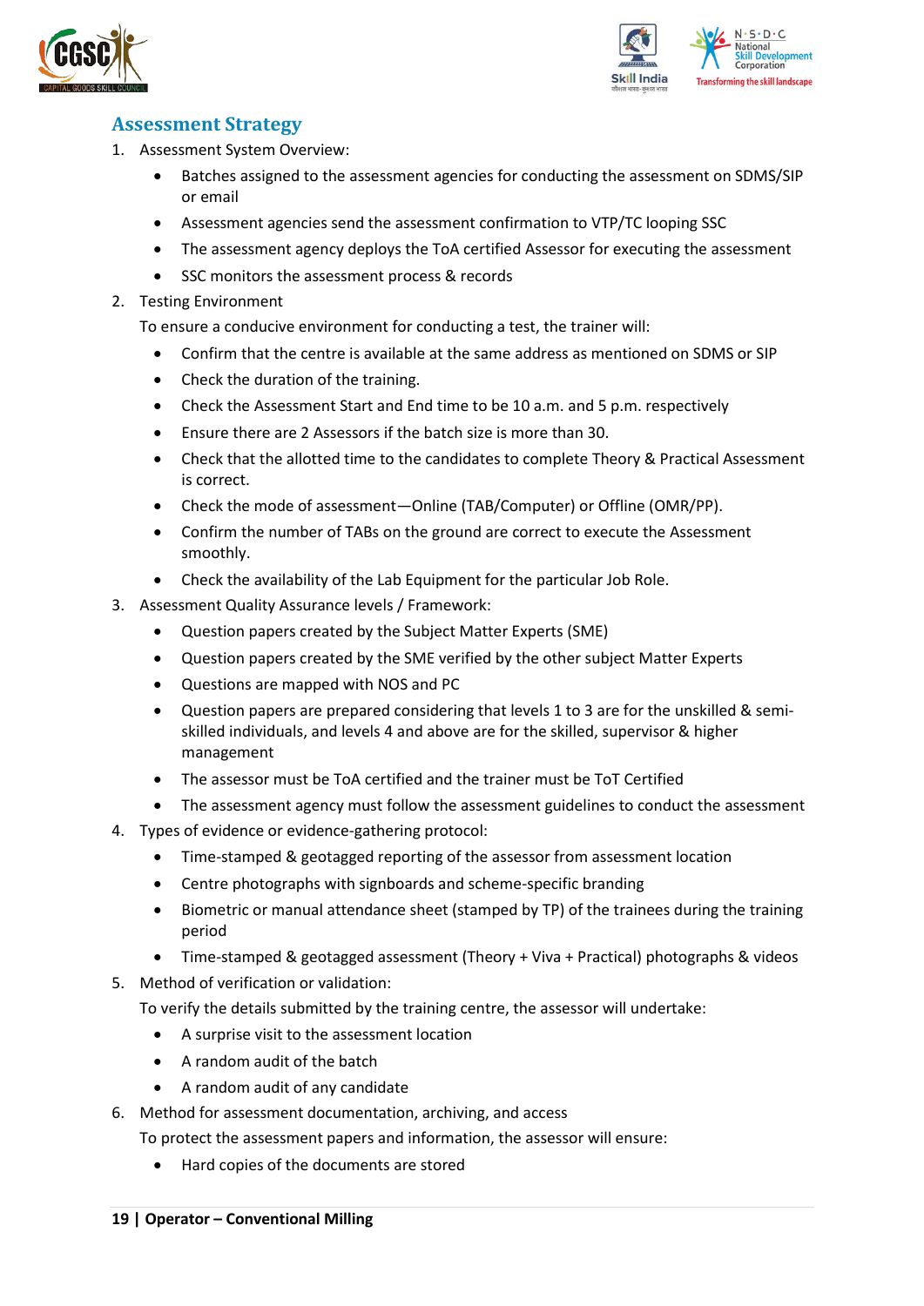## Assessment Strategy

1. Assessment System Overview:
    - Batches assigned to the assessment agencies for conducting the assessment on SDMS/SIP or email
    - Assessment agencies send the assessment confirmation to VTP/TC looping SSC
    - The assessment agency deploys the ToA certified Assessor for executing the assessment
    - SSC monitors the assessment process & records
2. Testing Environment

   To ensure a conducive environment for conducting a test, the trainer will:
    - Confirm that the centre is available at the same address as mentioned on SDMS or SIP
    - Check the duration of the training.
    - Check the Assessment Start and End time to be 10 a.m. and 5 p.m. respectively
    - Ensure there are 2 Assessors if the batch size is more than 30.
    - Check that the allotted time to the candidates to complete Theory & Practical Assessment is correct.
    - Check the mode of assessment—Online (TAB/Computer) or Offline (OMR/PP).
    - Confirm the number of TABs on the ground are correct to execute the Assessment smoothly.
    - Check the availability of the Lab Equipment for the particular Job Role.
3. Assessment Quality Assurance levels / Framework:
    - Question papers created by the Subject Matter Experts (SME)
    - Question papers created by the SME verified by the other subject Matter Experts
    - Questions are mapped with NOS and PC
    - Question papers are prepared considering that levels 1 to 3 are for the unskilled & semi-skilled individuals, and levels 4 and above are for the skilled, supervisor & higher management
    - The assessor must be ToA certified and the trainer must be ToT Certified
    - The assessment agency must follow the assessment guidelines to conduct the assessment
4. Types of evidence or evidence-gathering protocol:
    - Time-stamped & geotagged reporting of the assessor from assessment location
    - Centre photographs with signboards and scheme-specific branding
    - Biometric or manual attendance sheet (stamped by TP) of the trainees during the training period
    - Time-stamped & geotagged assessment (Theory + Viva + Practical) photographs & videos
5. Method of verification or validation:

   To verify the details submitted by the training centre, the assessor will undertake:
    - A surprise visit to the assessment location
    - A random audit of the batch
    - A random audit of any candidate
6. Method for assessment documentation, archiving, and access

   To protect the assessment papers and information, the assessor will ensure:
    - Hard copies of the documents are stored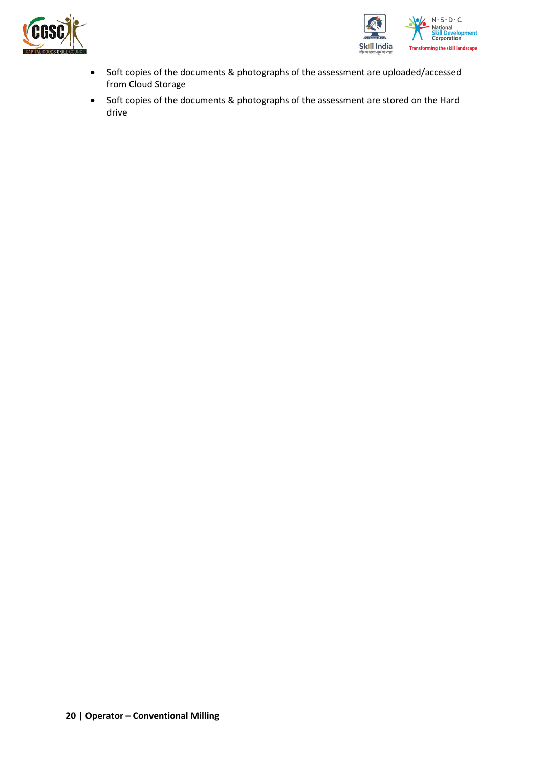- Soft copies of the documents & photographs of the assessment are uploaded/accessed from Cloud Storage
- Soft copies of the documents & photographs of the assessment are stored on the Hard drive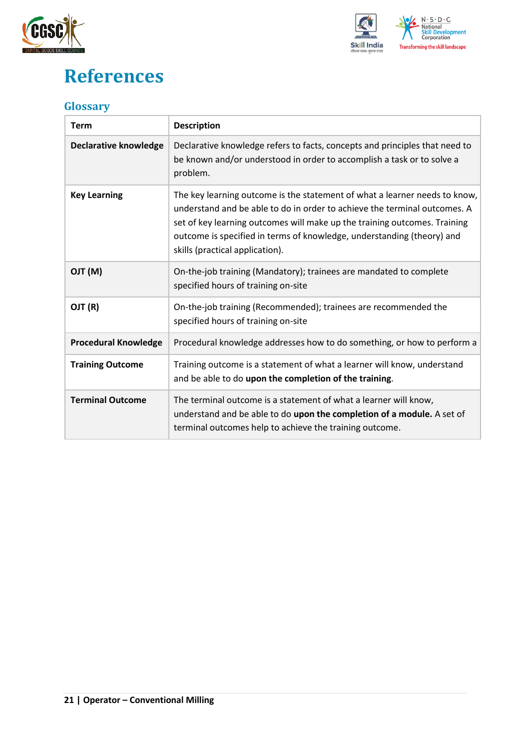# References

## Glossary

| Term | Description |
|---|---|
| **Declarative knowledge** | Declarative knowledge refers to facts, concepts and principles that need to be known and/or understood in order to accomplish a task or to solve a problem. |
| **Key Learning** | The key learning outcome is the statement of what a learner needs to know, understand and be able to do in order to achieve the terminal outcomes. A set of key learning outcomes will make up the training outcomes. Training outcome is specified in terms of knowledge, understanding (theory) and skills (practical application). |
| **OJT (M)** | On-the-job training (Mandatory); trainees are mandated to complete specified hours of training on-site |
| **OJT (R)** | On-the-job training (Recommended); trainees are recommended the specified hours of training on-site |
| **Procedural Knowledge** | Procedural knowledge addresses how to do something, or how to perform a |
| **Training Outcome** | Training outcome is a statement of what a learner will know, understand and be able to do **upon the completion of the training**. |
| **Terminal Outcome** | The terminal outcome is a statement of what a learner will know, understand and be able to do **upon the completion of a module.** A set of terminal outcomes help to achieve the training outcome. |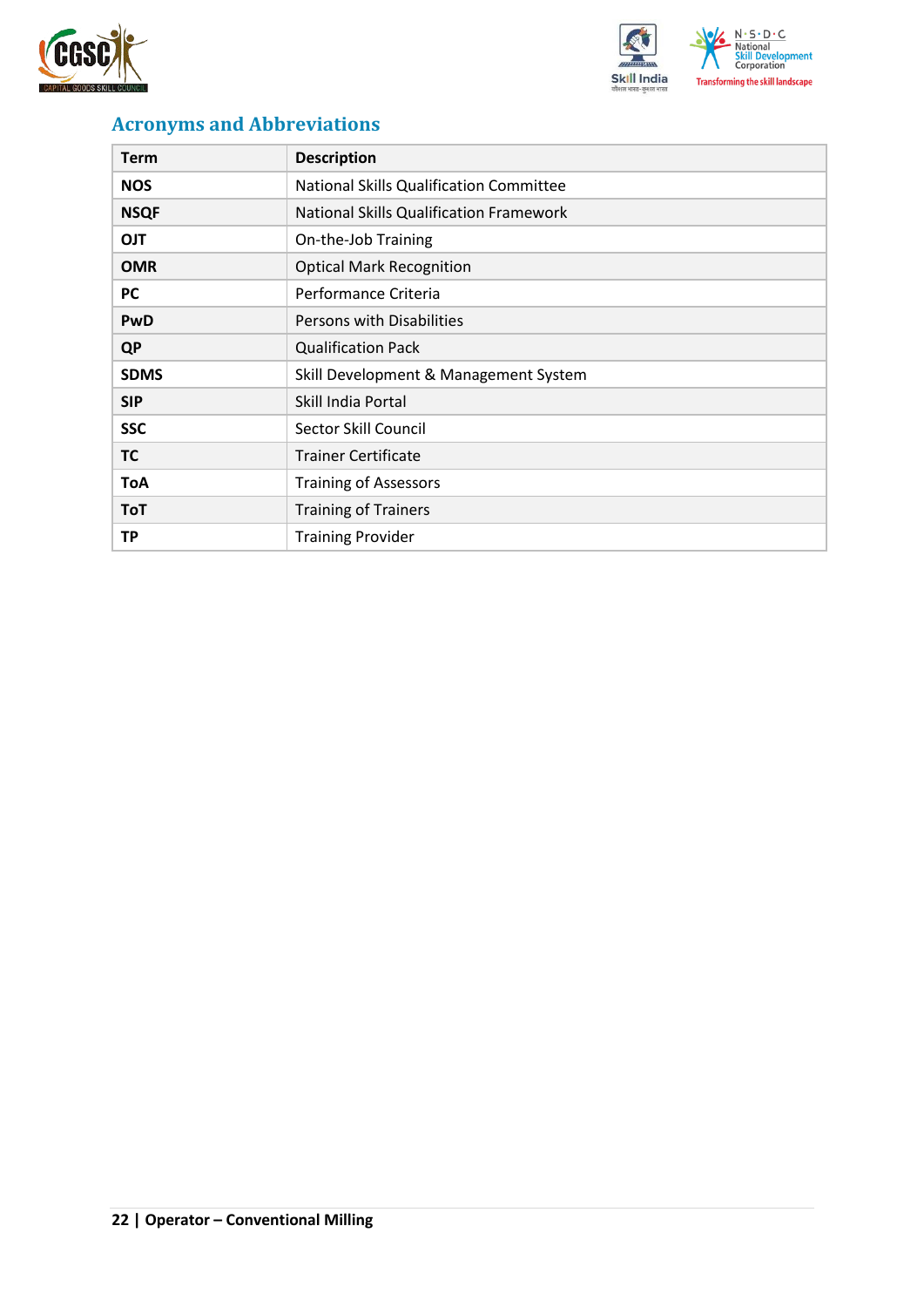## Acronyms and Abbreviations

| Term | Description |
|---|---|
| **NOS** | National Skills Qualification Committee |
| **NSQF** | National Skills Qualification Framework |
| **OJT** | On-the-Job Training |
| **OMR** | Optical Mark Recognition |
| **PC** | Performance Criteria |
| **PwD** | Persons with Disabilities |
| **QP** | Qualification Pack |
| **SDMS** | Skill Development & Management System |
| **SIP** | Skill India Portal |
| **SSC** | Sector Skill Council |
| **TC** | Trainer Certificate |
| **ToA** | Training of Assessors |
| **ToT** | Training of Trainers |
| **TP** | Training Provider |